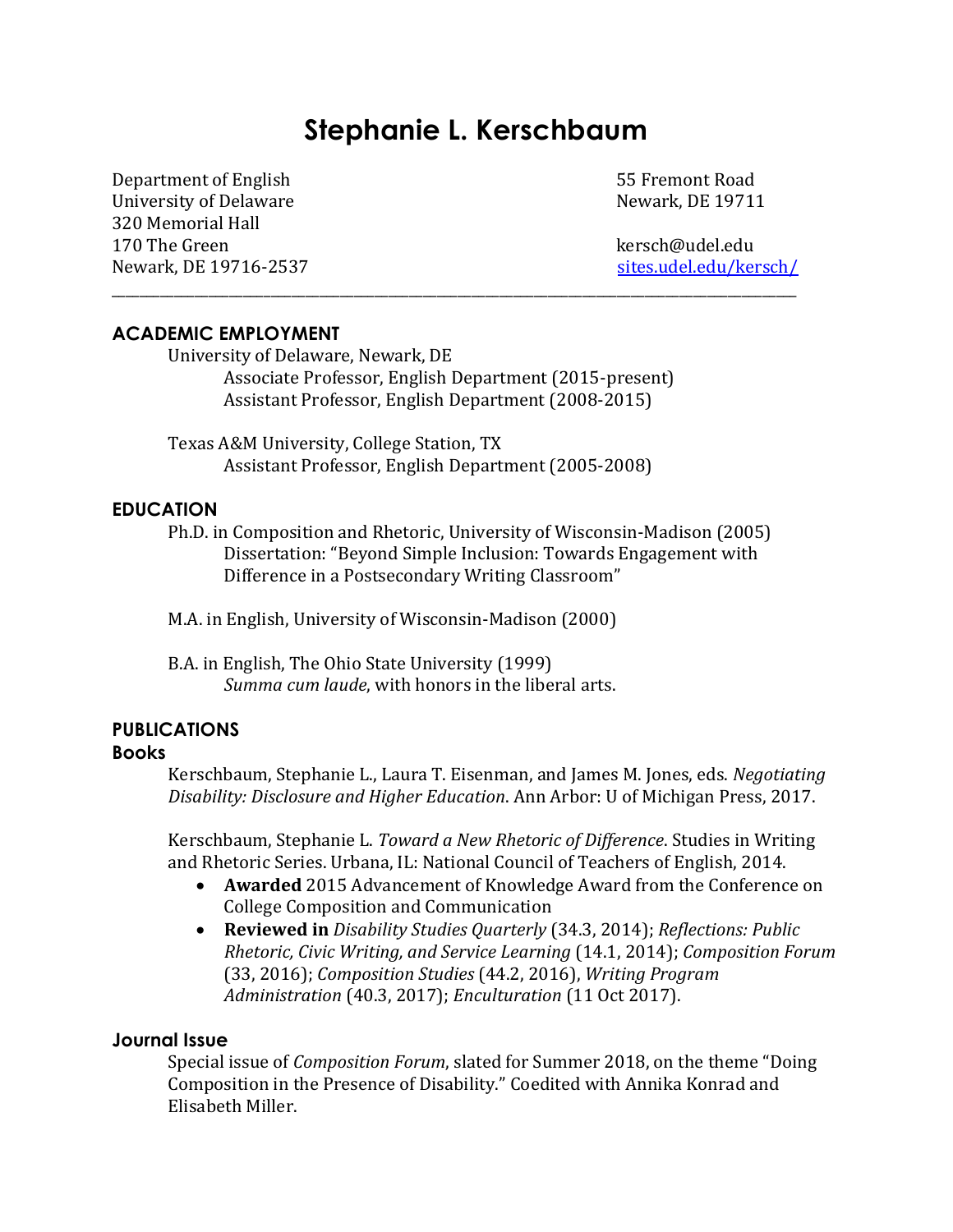# Stephanie L. Kerschbaum

Department of English
University of Delaware
320 Memorial Hall
170 The Green
Newark, DE 19716-2537

55 Fremont Road
Newark, DE 19711

kersch@udel.edu
[sites.udel.edu/kersch/](sites.udel.edu/kersch/)

---

## ACADEMIC EMPLOYMENT

University of Delaware, Newark, DE
- Associate Professor, English Department (2015-present)
- Assistant Professor, English Department (2008-2015)

Texas A&M University, College Station, TX
- Assistant Professor, English Department (2005-2008)

## EDUCATION

Ph.D. in Composition and Rhetoric, University of Wisconsin-Madison (2005)
Dissertation: "Beyond Simple Inclusion: Towards Engagement with Difference in a Postsecondary Writing Classroom"

M.A. in English, University of Wisconsin-Madison (2000)

B.A. in English, The Ohio State University (1999)
*Summa cum laude*, with honors in the liberal arts.

## PUBLICATIONS

### Books

Kerschbaum, Stephanie L., Laura T. Eisenman, and James M. Jones, eds. *Negotiating Disability: Disclosure and Higher Education*. Ann Arbor: U of Michigan Press, 2017.

Kerschbaum, Stephanie L. *Toward a New Rhetoric of Difference*. Studies in Writing and Rhetoric Series. Urbana, IL: National Council of Teachers of English, 2014.

- **Awarded** 2015 Advancement of Knowledge Award from the Conference on College Composition and Communication
- **Reviewed in** *Disability Studies Quarterly* (34.3, 2014); *Reflections: Public Rhetoric, Civic Writing, and Service Learning* (14.1, 2014); *Composition Forum* (33, 2016); *Composition Studies* (44.2, 2016), *Writing Program Administration* (40.3, 2017); *Enculturation* (11 Oct 2017).

### Journal Issue

Special issue of *Composition Forum*, slated for Summer 2018, on the theme "Doing Composition in the Presence of Disability." Coedited with Annika Konrad and Elisabeth Miller.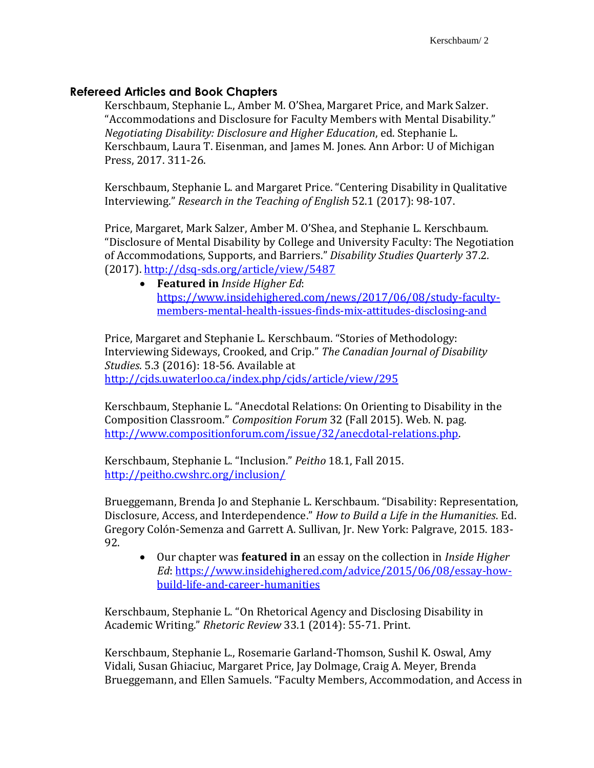## Refereed Articles and Book Chapters

Kerschbaum, Stephanie L., Amber M. O'Shea, Margaret Price, and Mark Salzer. "Accommodations and Disclosure for Faculty Members with Mental Disability." *Negotiating Disability: Disclosure and Higher Education*, ed. Stephanie L. Kerschbaum, Laura T. Eisenman, and James M. Jones. Ann Arbor: U of Michigan Press, 2017. 311-26.

Kerschbaum, Stephanie L. and Margaret Price. "Centering Disability in Qualitative Interviewing." *Research in the Teaching of English* 52.1 (2017): 98-107.

Price, Margaret, Mark Salzer, Amber M. O'Shea, and Stephanie L. Kerschbaum. "Disclosure of Mental Disability by College and University Faculty: The Negotiation of Accommodations, Supports, and Barriers." *Disability Studies Quarterly* 37.2. (2017). http://dsq-sds.org/article/view/5487

- **Featured in** *Inside Higher Ed*: https://www.insidehighered.com/news/2017/06/08/study-faculty-members-mental-health-issues-finds-mix-attitudes-disclosing-and

Price, Margaret and Stephanie L. Kerschbaum. "Stories of Methodology: Interviewing Sideways, Crooked, and Crip." *The Canadian Journal of Disability Studies*. 5.3 (2016): 18-56. Available at http://cjds.uwaterloo.ca/index.php/cjds/article/view/295

Kerschbaum, Stephanie L. "Anecdotal Relations: On Orienting to Disability in the Composition Classroom." *Composition Forum* 32 (Fall 2015). Web. N. pag. http://www.compositionforum.com/issue/32/anecdotal-relations.php.

Kerschbaum, Stephanie L. "Inclusion." *Peitho* 18.1, Fall 2015. http://peitho.cwshrc.org/inclusion/

Brueggemann, Brenda Jo and Stephanie L. Kerschbaum. "Disability: Representation, Disclosure, Access, and Interdependence." *How to Build a Life in the Humanities*. Ed. Gregory Colón-Semenza and Garrett A. Sullivan, Jr. New York: Palgrave, 2015. 183-92.

- Our chapter was **featured in** an essay on the collection in *Inside Higher Ed*: https://www.insidehighered.com/advice/2015/06/08/essay-how-build-life-and-career-humanities

Kerschbaum, Stephanie L. "On Rhetorical Agency and Disclosing Disability in Academic Writing." *Rhetoric Review* 33.1 (2014): 55-71. Print.

Kerschbaum, Stephanie L., Rosemarie Garland-Thomson, Sushil K. Oswal, Amy Vidali, Susan Ghiaciuc, Margaret Price, Jay Dolmage, Craig A. Meyer, Brenda Brueggemann, and Ellen Samuels. "Faculty Members, Accommodation, and Access in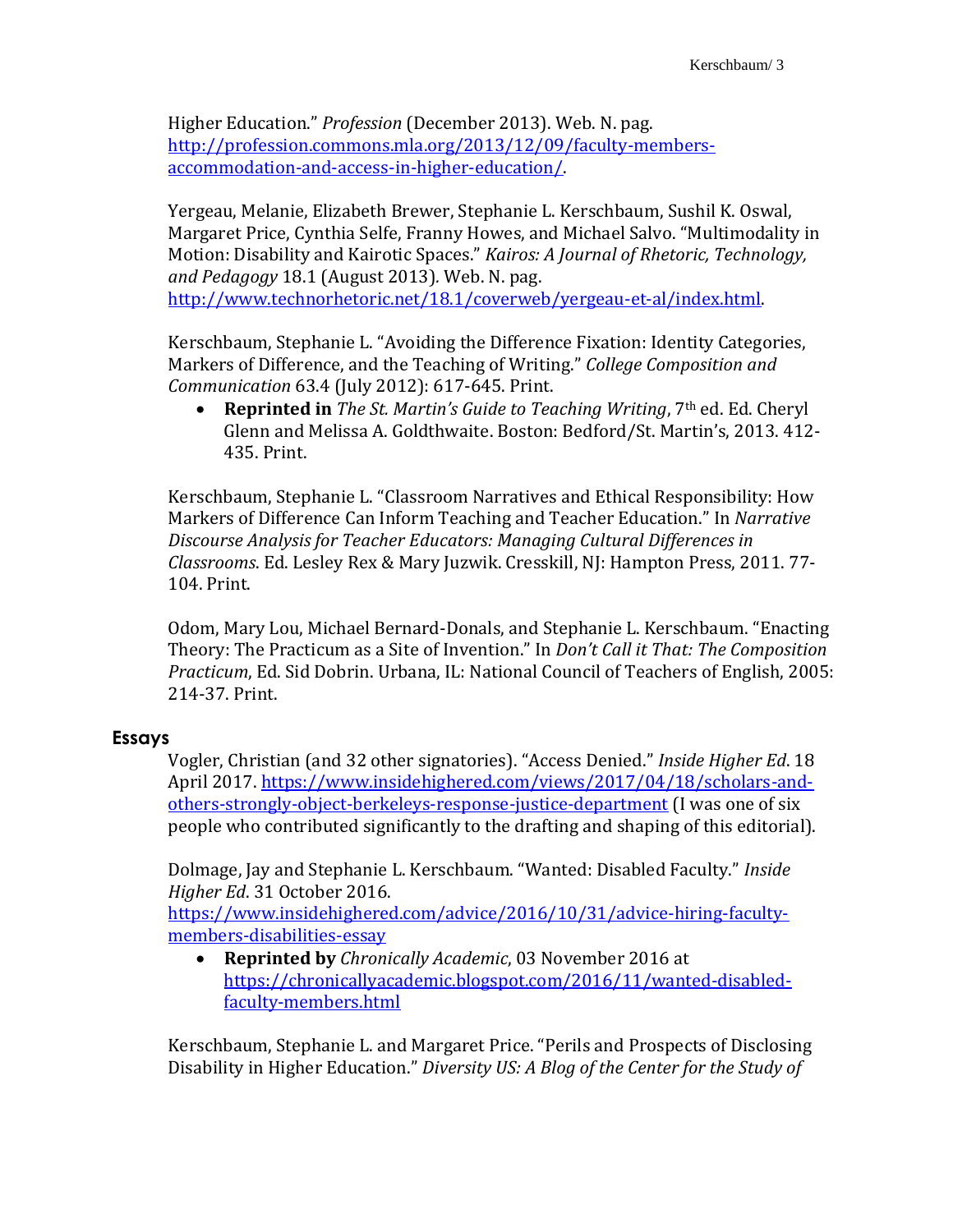Higher Education." *Profession* (December 2013). Web. N. pag. http://profession.commons.mla.org/2013/12/09/faculty-members-accommodation-and-access-in-higher-education/.

Yergeau, Melanie, Elizabeth Brewer, Stephanie L. Kerschbaum, Sushil K. Oswal, Margaret Price, Cynthia Selfe, Franny Howes, and Michael Salvo. "Multimodality in Motion: Disability and Kairotic Spaces." *Kairos: A Journal of Rhetoric, Technology, and Pedagogy* 18.1 (August 2013). Web. N. pag. http://www.technorhetoric.net/18.1/coverweb/yergeau-et-al/index.html.

Kerschbaum, Stephanie L. "Avoiding the Difference Fixation: Identity Categories, Markers of Difference, and the Teaching of Writing." *College Composition and Communication* 63.4 (July 2012): 617-645. Print.

- **Reprinted in** *The St. Martin's Guide to Teaching Writing*, 7th ed. Ed. Cheryl Glenn and Melissa A. Goldthwaite. Boston: Bedford/St. Martin's, 2013. 412-435. Print.

Kerschbaum, Stephanie L. "Classroom Narratives and Ethical Responsibility: How Markers of Difference Can Inform Teaching and Teacher Education." In *Narrative Discourse Analysis for Teacher Educators: Managing Cultural Differences in Classrooms*. Ed. Lesley Rex & Mary Juzwik. Cresskill, NJ: Hampton Press, 2011. 77-104. Print.

Odom, Mary Lou, Michael Bernard-Donals, and Stephanie L. Kerschbaum. "Enacting Theory: The Practicum as a Site of Invention." In *Don't Call it That: The Composition Practicum*, Ed. Sid Dobrin. Urbana, IL: National Council of Teachers of English, 2005: 214-37. Print.

## Essays

Vogler, Christian (and 32 other signatories). "Access Denied." *Inside Higher Ed*. 18 April 2017. https://www.insidehighered.com/views/2017/04/18/scholars-and-others-strongly-object-berkeleys-response-justice-department (I was one of six people who contributed significantly to the drafting and shaping of this editorial).

Dolmage, Jay and Stephanie L. Kerschbaum. "Wanted: Disabled Faculty." *Inside Higher Ed*. 31 October 2016. https://www.insidehighered.com/advice/2016/10/31/advice-hiring-faculty-members-disabilities-essay

- **Reprinted by** *Chronically Academic*, 03 November 2016 at https://chronicallyacademic.blogspot.com/2016/11/wanted-disabled-faculty-members.html

Kerschbaum, Stephanie L. and Margaret Price. "Perils and Prospects of Disclosing Disability in Higher Education." *Diversity US: A Blog of the Center for the Study of*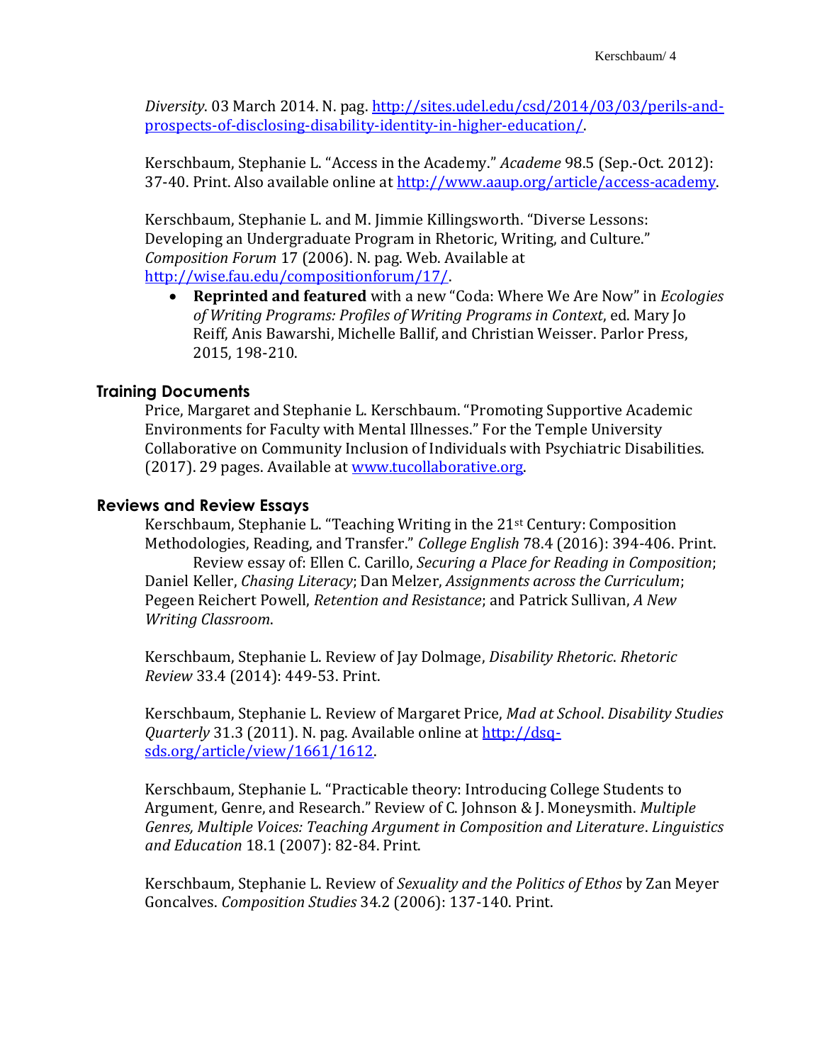*Diversity*. 03 March 2014. N. pag. [http://sites.udel.edu/csd/2014/03/03/perils-and-prospects-of-disclosing-disability-identity-in-higher-education/](http://sites.udel.edu/csd/2014/03/03/perils-and-prospects-of-disclosing-disability-identity-in-higher-education/).

Kerschbaum, Stephanie L. "Access in the Academy." *Academe* 98.5 (Sep.-Oct. 2012): 37-40. Print. Also available online at [http://www.aaup.org/article/access-academy](http://www.aaup.org/article/access-academy).

Kerschbaum, Stephanie L. and M. Jimmie Killingsworth. "Diverse Lessons: Developing an Undergraduate Program in Rhetoric, Writing, and Culture." *Composition Forum* 17 (2006). N. pag. Web. Available at [http://wise.fau.edu/compositionforum/17/](http://wise.fau.edu/compositionforum/17/).

- **Reprinted and featured** with a new "Coda: Where We Are Now" in *Ecologies of Writing Programs: Profiles of Writing Programs in Context*, ed. Mary Jo Reiff, Anis Bawarshi, Michelle Ballif, and Christian Weisser. Parlor Press, 2015, 198-210.

## Training Documents

Price, Margaret and Stephanie L. Kerschbaum. "Promoting Supportive Academic Environments for Faculty with Mental Illnesses." For the Temple University Collaborative on Community Inclusion of Individuals with Psychiatric Disabilities. (2017). 29 pages. Available at [www.tucollaborative.org](http://www.tucollaborative.org).

## Reviews and Review Essays

Kerschbaum, Stephanie L. "Teaching Writing in the 21st Century: Composition Methodologies, Reading, and Transfer." *College English* 78.4 (2016): 394-406. Print.
Review essay of: Ellen C. Carillo, *Securing a Place for Reading in Composition*; Daniel Keller, *Chasing Literacy*; Dan Melzer, *Assignments across the Curriculum*; Pegeen Reichert Powell, *Retention and Resistance*; and Patrick Sullivan, *A New Writing Classroom*.

Kerschbaum, Stephanie L. Review of Jay Dolmage, *Disability Rhetoric*. *Rhetoric Review* 33.4 (2014): 449-53. Print.

Kerschbaum, Stephanie L. Review of Margaret Price, *Mad at School*. *Disability Studies Quarterly* 31.3 (2011). N. pag. Available online at [http://dsq-sds.org/article/view/1661/1612](http://dsq-sds.org/article/view/1661/1612).

Kerschbaum, Stephanie L. "Practicable theory: Introducing College Students to Argument, Genre, and Research." Review of C. Johnson & J. Moneysmith. *Multiple Genres, Multiple Voices: Teaching Argument in Composition and Literature*. *Linguistics and Education* 18.1 (2007): 82-84. Print.

Kerschbaum, Stephanie L. Review of *Sexuality and the Politics of Ethos* by Zan Meyer Goncalves. *Composition Studies* 34.2 (2006): 137-140. Print.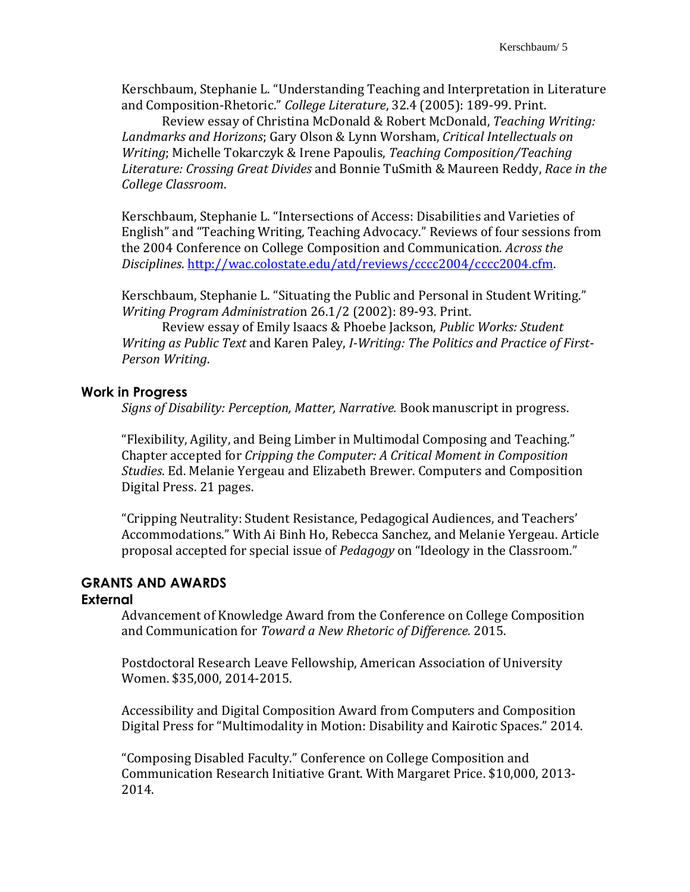Kerschbaum, Stephanie L. "Understanding Teaching and Interpretation in Literature and Composition-Rhetoric." *College Literature*, 32.4 (2005): 189-99. Print.

Review essay of Christina McDonald & Robert McDonald, *Teaching Writing: Landmarks and Horizons*; Gary Olson & Lynn Worsham, *Critical Intellectuals on Writing*; Michelle Tokarczyk & Irene Papoulis, *Teaching Composition/Teaching Literature: Crossing Great Divides* and Bonnie TuSmith & Maureen Reddy, *Race in the College Classroom*.

Kerschbaum, Stephanie L. "Intersections of Access: Disabilities and Varieties of English" and "Teaching Writing, Teaching Advocacy." Reviews of four sessions from the 2004 Conference on College Composition and Communication. *Across the Disciplines*. http://wac.colostate.edu/atd/reviews/cccc2004/cccc2004.cfm.

Kerschbaum, Stephanie L. "Situating the Public and Personal in Student Writing." *Writing Program Administration* 26.1/2 (2002): 89-93. Print.

Review essay of Emily Isaacs & Phoebe Jackson, *Public Works: Student Writing as Public Text* and Karen Paley, *I-Writing: The Politics and Practice of First-Person Writing*.

### Work in Progress

*Signs of Disability: Perception, Matter, Narrative.* Book manuscript in progress.

"Flexibility, Agility, and Being Limber in Multimodal Composing and Teaching." Chapter accepted for *Cripping the Computer: A Critical Moment in Composition Studies*. Ed. Melanie Yergeau and Elizabeth Brewer. Computers and Composition Digital Press. 21 pages.

"Cripping Neutrality: Student Resistance, Pedagogical Audiences, and Teachers' Accommodations." With Ai Binh Ho, Rebecca Sanchez, and Melanie Yergeau. Article proposal accepted for special issue of *Pedagogy* on "Ideology in the Classroom."

## GRANTS AND AWARDS

### External

Advancement of Knowledge Award from the Conference on College Composition and Communication for *Toward a New Rhetoric of Difference.* 2015.

Postdoctoral Research Leave Fellowship, American Association of University Women. $35,000, 2014-2015.

Accessibility and Digital Composition Award from Computers and Composition Digital Press for "Multimodality in Motion: Disability and Kairotic Spaces." 2014.

"Composing Disabled Faculty." Conference on College Composition and Communication Research Initiative Grant. With Margaret Price. $10,000, 2013-2014.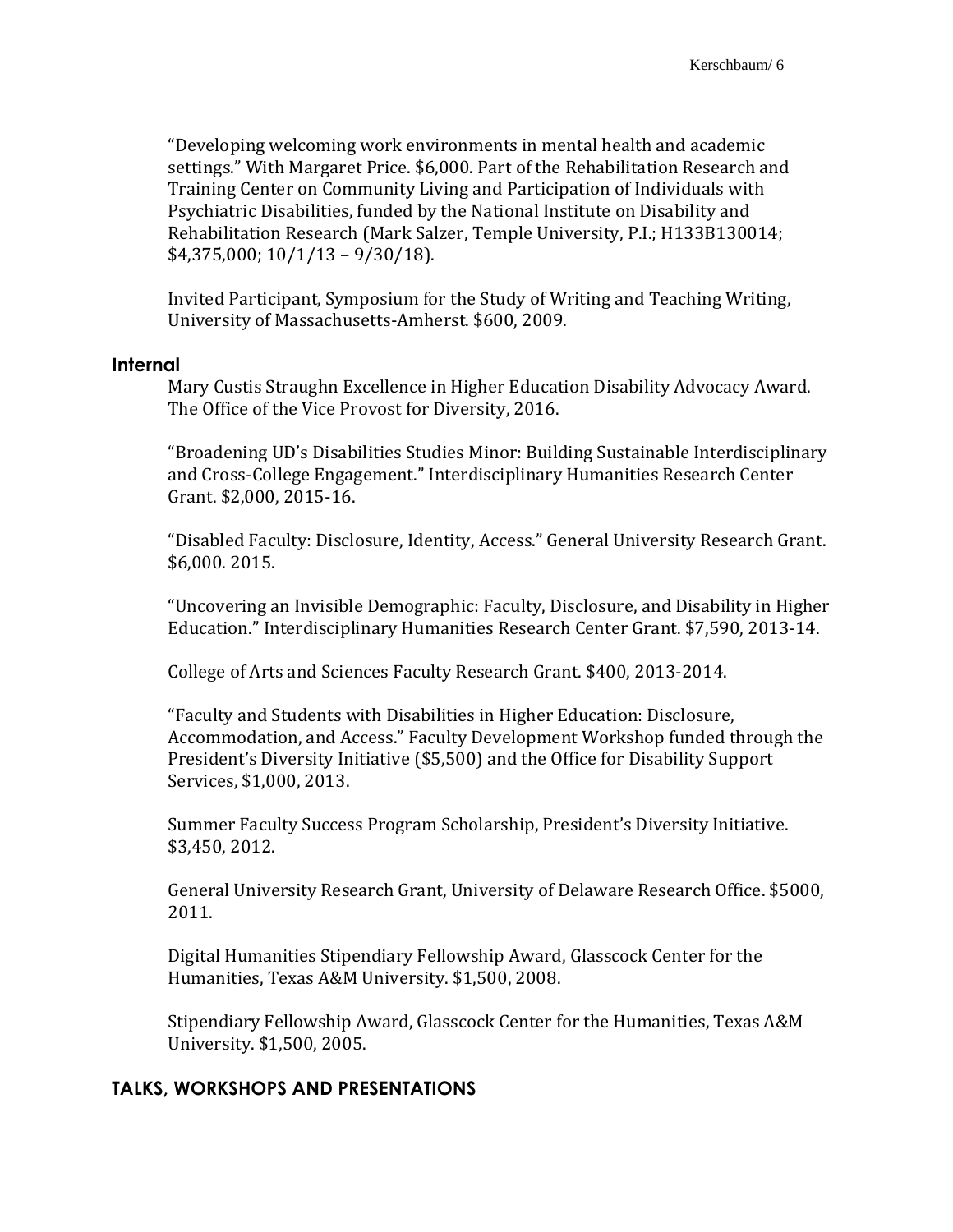"Developing welcoming work environments in mental health and academic settings." With Margaret Price. $6,000. Part of the Rehabilitation Research and Training Center on Community Living and Participation of Individuals with Psychiatric Disabilities, funded by the National Institute on Disability and Rehabilitation Research (Mark Salzer, Temple University, P.I.; H133B130014; $4,375,000; 10/1/13 – 9/30/18).

Invited Participant, Symposium for the Study of Writing and Teaching Writing, University of Massachusetts-Amherst. $600, 2009.

### Internal

Mary Custis Straughn Excellence in Higher Education Disability Advocacy Award. The Office of the Vice Provost for Diversity, 2016.

"Broadening UD's Disabilities Studies Minor: Building Sustainable Interdisciplinary and Cross-College Engagement." Interdisciplinary Humanities Research Center Grant. $2,000, 2015-16.

"Disabled Faculty: Disclosure, Identity, Access." General University Research Grant. $6,000. 2015.

"Uncovering an Invisible Demographic: Faculty, Disclosure, and Disability in Higher Education." Interdisciplinary Humanities Research Center Grant. $7,590, 2013-14.

College of Arts and Sciences Faculty Research Grant. $400, 2013-2014.

"Faculty and Students with Disabilities in Higher Education: Disclosure, Accommodation, and Access." Faculty Development Workshop funded through the President's Diversity Initiative ($5,500) and the Office for Disability Support Services, $1,000, 2013.

Summer Faculty Success Program Scholarship, President's Diversity Initiative. $3,450, 2012.

General University Research Grant, University of Delaware Research Office. $5000, 2011.

Digital Humanities Stipendiary Fellowship Award, Glasscock Center for the Humanities, Texas A&M University. $1,500, 2008.

Stipendiary Fellowship Award, Glasscock Center for the Humanities, Texas A&M University. $1,500, 2005.

## TALKS, WORKSHOPS AND PRESENTATIONS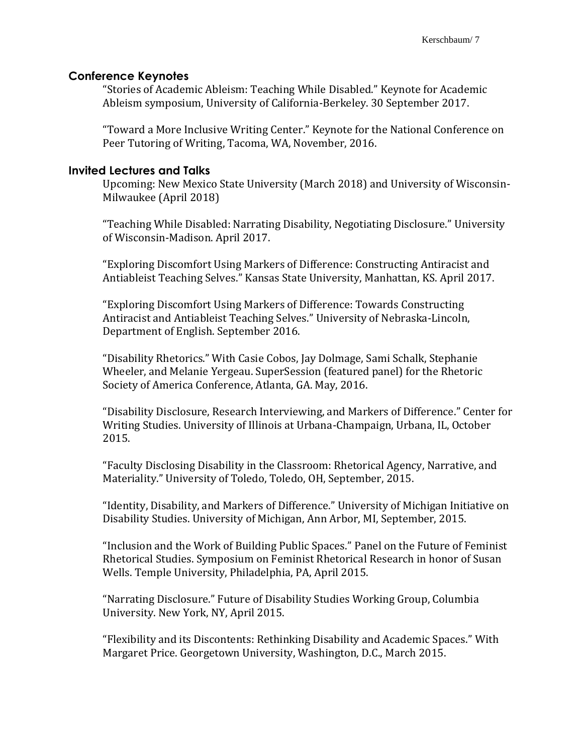## Conference Keynotes

"Stories of Academic Ableism: Teaching While Disabled." Keynote for Academic Ableism symposium, University of California-Berkeley. 30 September 2017.

"Toward a More Inclusive Writing Center." Keynote for the National Conference on Peer Tutoring of Writing, Tacoma, WA, November, 2016.

## Invited Lectures and Talks

Upcoming: New Mexico State University (March 2018) and University of Wisconsin-Milwaukee (April 2018)

"Teaching While Disabled: Narrating Disability, Negotiating Disclosure." University of Wisconsin-Madison. April 2017.

"Exploring Discomfort Using Markers of Difference: Constructing Antiracist and Antiableist Teaching Selves." Kansas State University, Manhattan, KS. April 2017.

"Exploring Discomfort Using Markers of Difference: Towards Constructing Antiracist and Antiableist Teaching Selves." University of Nebraska-Lincoln, Department of English. September 2016.

"Disability Rhetorics." With Casie Cobos, Jay Dolmage, Sami Schalk, Stephanie Wheeler, and Melanie Yergeau. SuperSession (featured panel) for the Rhetoric Society of America Conference, Atlanta, GA. May, 2016.

"Disability Disclosure, Research Interviewing, and Markers of Difference." Center for Writing Studies. University of Illinois at Urbana-Champaign, Urbana, IL, October 2015.

"Faculty Disclosing Disability in the Classroom: Rhetorical Agency, Narrative, and Materiality." University of Toledo, Toledo, OH, September, 2015.

"Identity, Disability, and Markers of Difference." University of Michigan Initiative on Disability Studies. University of Michigan, Ann Arbor, MI, September, 2015.

"Inclusion and the Work of Building Public Spaces." Panel on the Future of Feminist Rhetorical Studies. Symposium on Feminist Rhetorical Research in honor of Susan Wells. Temple University, Philadelphia, PA, April 2015.

"Narrating Disclosure." Future of Disability Studies Working Group, Columbia University. New York, NY, April 2015.

"Flexibility and its Discontents: Rethinking Disability and Academic Spaces." With Margaret Price. Georgetown University, Washington, D.C., March 2015.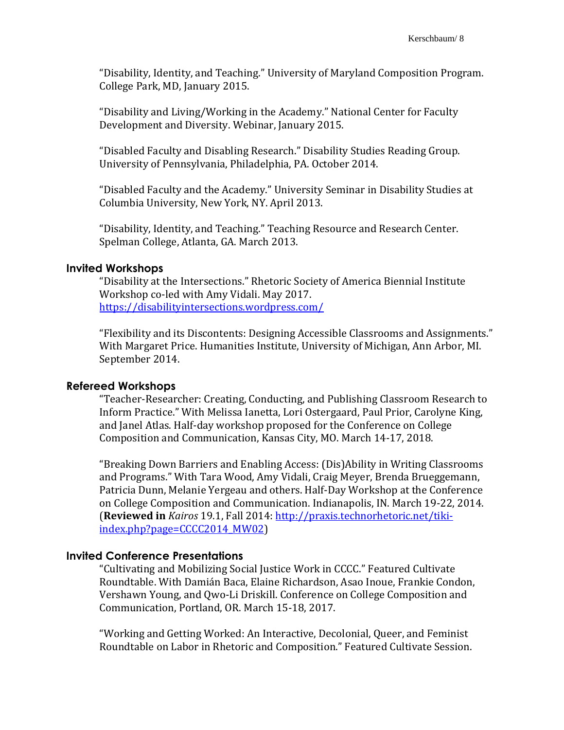"Disability, Identity, and Teaching." University of Maryland Composition Program. College Park, MD, January 2015.

"Disability and Living/Working in the Academy." National Center for Faculty Development and Diversity. Webinar, January 2015.

"Disabled Faculty and Disabling Research." Disability Studies Reading Group. University of Pennsylvania, Philadelphia, PA. October 2014.

"Disabled Faculty and the Academy." University Seminar in Disability Studies at Columbia University, New York, NY. April 2013.

"Disability, Identity, and Teaching." Teaching Resource and Research Center. Spelman College, Atlanta, GA. March 2013.

### Invited Workshops

"Disability at the Intersections." Rhetoric Society of America Biennial Institute Workshop co-led with Amy Vidali. May 2017. [https://disabilityintersections.wordpress.com/](https://disabilityintersections.wordpress.com/)

"Flexibility and its Discontents: Designing Accessible Classrooms and Assignments." With Margaret Price. Humanities Institute, University of Michigan, Ann Arbor, MI. September 2014.

### Refereed Workshops

"Teacher-Researcher: Creating, Conducting, and Publishing Classroom Research to Inform Practice." With Melissa Ianetta, Lori Ostergaard, Paul Prior, Carolyne King, and Janel Atlas. Half-day workshop proposed for the Conference on College Composition and Communication, Kansas City, MO. March 14-17, 2018.

"Breaking Down Barriers and Enabling Access: (Dis)Ability in Writing Classrooms and Programs." With Tara Wood, Amy Vidali, Craig Meyer, Brenda Brueggemann, Patricia Dunn, Melanie Yergeau and others. Half-Day Workshop at the Conference on College Composition and Communication. Indianapolis, IN. March 19-22, 2014. (**Reviewed in** *Kairos* 19.1, Fall 2014: [http://praxis.technorhetoric.net/tiki-index.php?page=CCCC2014_MW02](http://praxis.technorhetoric.net/tiki-index.php?page=CCCC2014_MW02))

### Invited Conference Presentations

"Cultivating and Mobilizing Social Justice Work in CCCC." Featured Cultivate Roundtable. With Damián Baca, Elaine Richardson, Asao Inoue, Frankie Condon, Vershawn Young, and Qwo-Li Driskill. Conference on College Composition and Communication, Portland, OR. March 15-18, 2017.

"Working and Getting Worked: An Interactive, Decolonial, Queer, and Feminist Roundtable on Labor in Rhetoric and Composition." Featured Cultivate Session.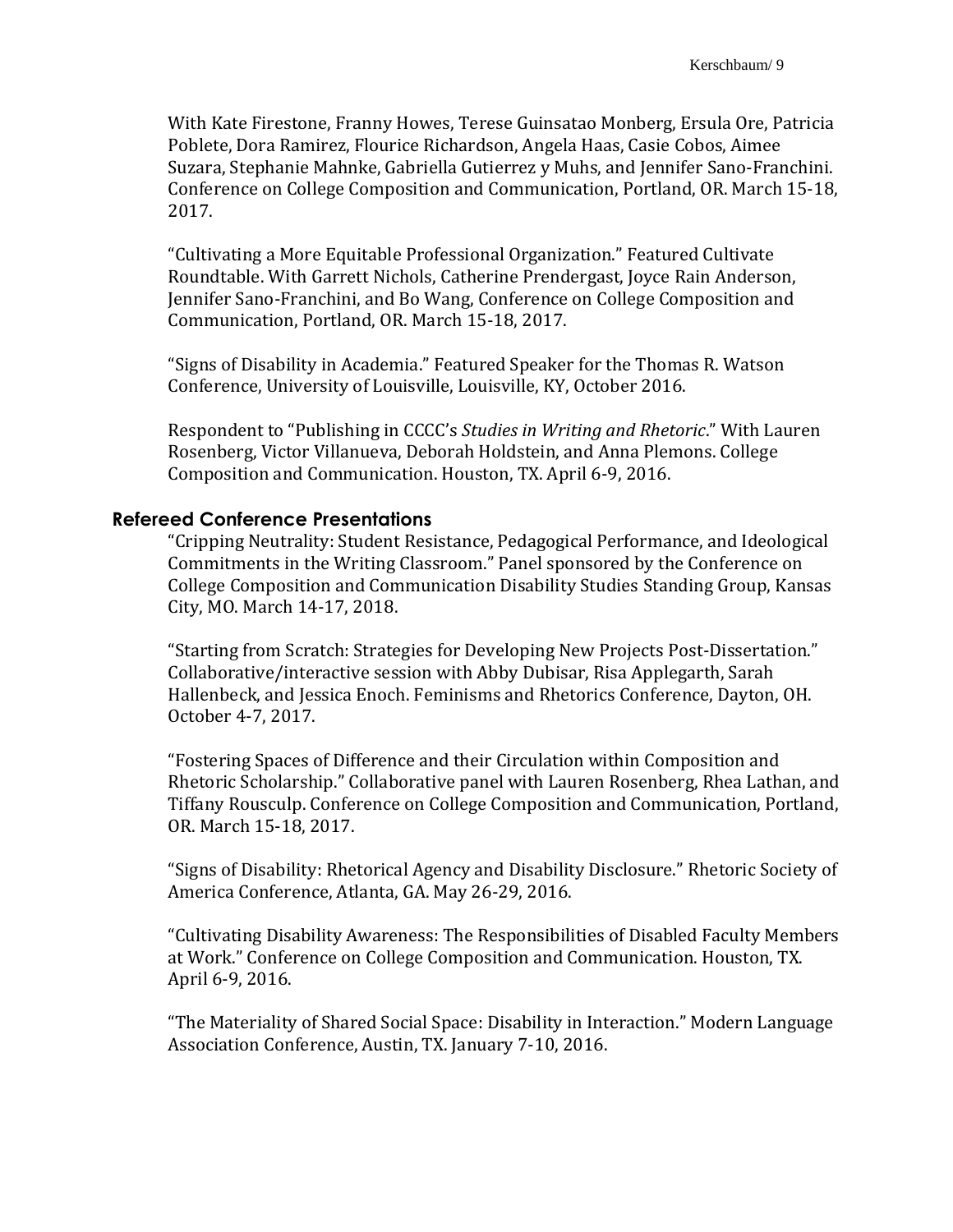With Kate Firestone, Franny Howes, Terese Guinsatao Monberg, Ersula Ore, Patricia Poblete, Dora Ramirez, Flourice Richardson, Angela Haas, Casie Cobos, Aimee Suzara, Stephanie Mahnke, Gabriella Gutierrez y Muhs, and Jennifer Sano-Franchini. Conference on College Composition and Communication, Portland, OR. March 15-18, 2017.

"Cultivating a More Equitable Professional Organization." Featured Cultivate Roundtable. With Garrett Nichols, Catherine Prendergast, Joyce Rain Anderson, Jennifer Sano-Franchini, and Bo Wang, Conference on College Composition and Communication, Portland, OR. March 15-18, 2017.

"Signs of Disability in Academia." Featured Speaker for the Thomas R. Watson Conference, University of Louisville, Louisville, KY, October 2016.

Respondent to "Publishing in CCCC's *Studies in Writing and Rhetoric*." With Lauren Rosenberg, Victor Villanueva, Deborah Holdstein, and Anna Plemons. College Composition and Communication. Houston, TX. April 6-9, 2016.

## Refereed Conference Presentations

"Cripping Neutrality: Student Resistance, Pedagogical Performance, and Ideological Commitments in the Writing Classroom." Panel sponsored by the Conference on College Composition and Communication Disability Studies Standing Group, Kansas City, MO. March 14-17, 2018.

"Starting from Scratch: Strategies for Developing New Projects Post-Dissertation." Collaborative/interactive session with Abby Dubisar, Risa Applegarth, Sarah Hallenbeck, and Jessica Enoch. Feminisms and Rhetorics Conference, Dayton, OH. October 4-7, 2017.

"Fostering Spaces of Difference and their Circulation within Composition and Rhetoric Scholarship." Collaborative panel with Lauren Rosenberg, Rhea Lathan, and Tiffany Rousculp. Conference on College Composition and Communication, Portland, OR. March 15-18, 2017.

"Signs of Disability: Rhetorical Agency and Disability Disclosure." Rhetoric Society of America Conference, Atlanta, GA. May 26-29, 2016.

"Cultivating Disability Awareness: The Responsibilities of Disabled Faculty Members at Work." Conference on College Composition and Communication. Houston, TX. April 6-9, 2016.

"The Materiality of Shared Social Space: Disability in Interaction." Modern Language Association Conference, Austin, TX. January 7-10, 2016.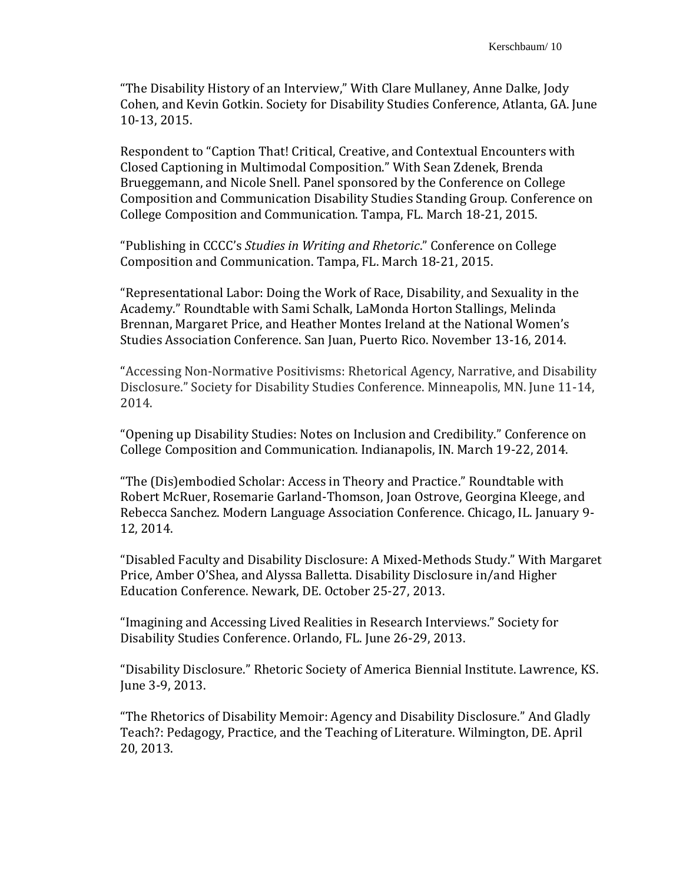"The Disability History of an Interview," With Clare Mullaney, Anne Dalke, Jody Cohen, and Kevin Gotkin. Society for Disability Studies Conference, Atlanta, GA. June 10-13, 2015.

Respondent to "Caption That! Critical, Creative, and Contextual Encounters with Closed Captioning in Multimodal Composition." With Sean Zdenek, Brenda Brueggemann, and Nicole Snell. Panel sponsored by the Conference on College Composition and Communication Disability Studies Standing Group. Conference on College Composition and Communication. Tampa, FL. March 18-21, 2015.

"Publishing in CCCC's *Studies in Writing and Rhetoric*." Conference on College Composition and Communication. Tampa, FL. March 18-21, 2015.

"Representational Labor: Doing the Work of Race, Disability, and Sexuality in the Academy." Roundtable with Sami Schalk, LaMonda Horton Stallings, Melinda Brennan, Margaret Price, and Heather Montes Ireland at the National Women's Studies Association Conference. San Juan, Puerto Rico. November 13-16, 2014.

"Accessing Non-Normative Positivisms: Rhetorical Agency, Narrative, and Disability Disclosure." Society for Disability Studies Conference. Minneapolis, MN. June 11-14, 2014.

"Opening up Disability Studies: Notes on Inclusion and Credibility." Conference on College Composition and Communication. Indianapolis, IN. March 19-22, 2014.

"The (Dis)embodied Scholar: Access in Theory and Practice." Roundtable with Robert McRuer, Rosemarie Garland-Thomson, Joan Ostrove, Georgina Kleege, and Rebecca Sanchez. Modern Language Association Conference. Chicago, IL. January 9-12, 2014.

"Disabled Faculty and Disability Disclosure: A Mixed-Methods Study." With Margaret Price, Amber O'Shea, and Alyssa Balletta. Disability Disclosure in/and Higher Education Conference. Newark, DE. October 25-27, 2013.

"Imagining and Accessing Lived Realities in Research Interviews." Society for Disability Studies Conference. Orlando, FL. June 26-29, 2013.

"Disability Disclosure." Rhetoric Society of America Biennial Institute. Lawrence, KS. June 3-9, 2013.

"The Rhetorics of Disability Memoir: Agency and Disability Disclosure." And Gladly Teach?: Pedagogy, Practice, and the Teaching of Literature. Wilmington, DE. April 20, 2013.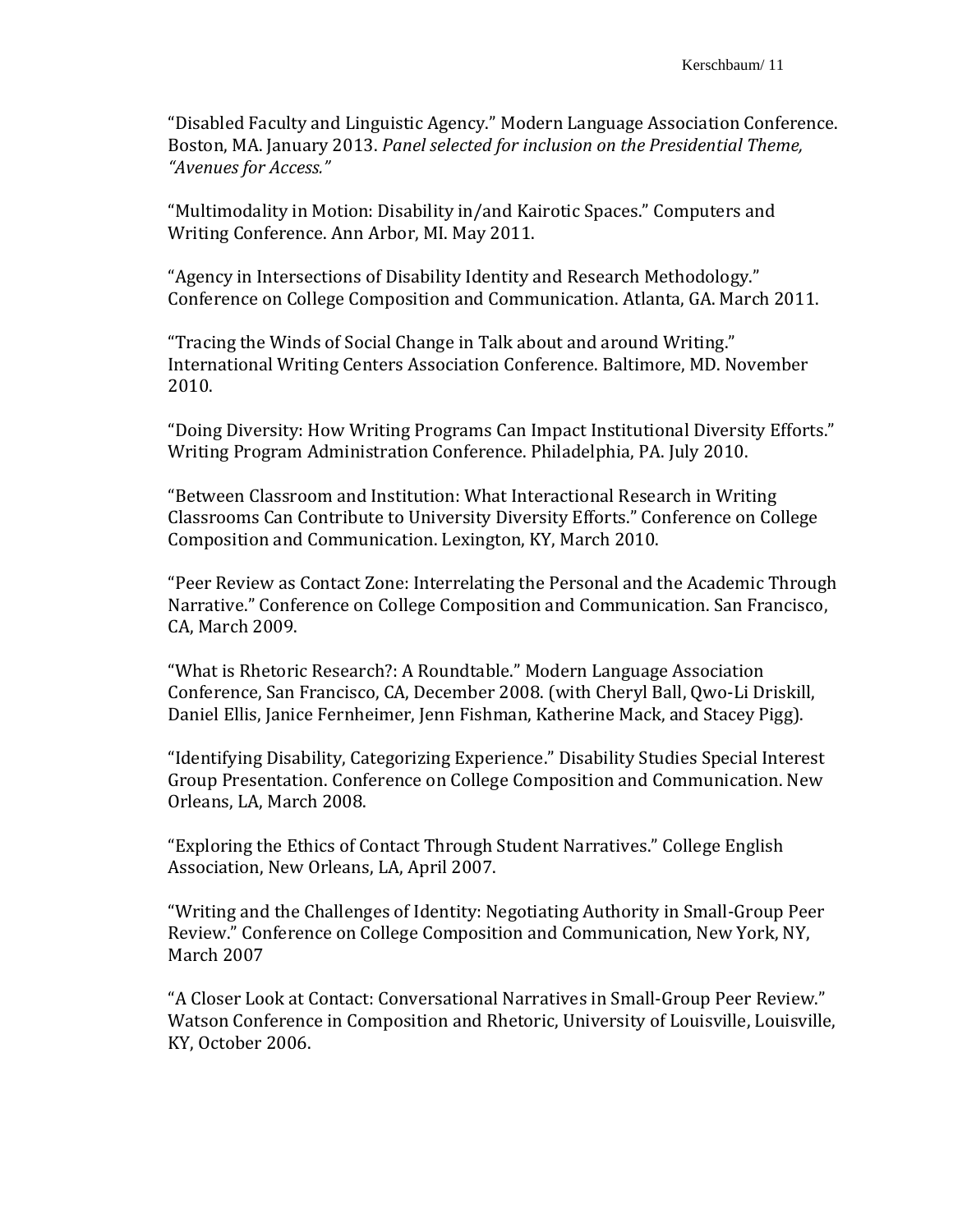"Disabled Faculty and Linguistic Agency." Modern Language Association Conference. Boston, MA. January 2013. *Panel selected for inclusion on the Presidential Theme, "Avenues for Access."*

"Multimodality in Motion: Disability in/and Kairotic Spaces." Computers and Writing Conference. Ann Arbor, MI. May 2011.

"Agency in Intersections of Disability Identity and Research Methodology." Conference on College Composition and Communication. Atlanta, GA. March 2011.

"Tracing the Winds of Social Change in Talk about and around Writing." International Writing Centers Association Conference. Baltimore, MD. November 2010.

"Doing Diversity: How Writing Programs Can Impact Institutional Diversity Efforts." Writing Program Administration Conference. Philadelphia, PA. July 2010.

"Between Classroom and Institution: What Interactional Research in Writing Classrooms Can Contribute to University Diversity Efforts." Conference on College Composition and Communication. Lexington, KY, March 2010.

"Peer Review as Contact Zone: Interrelating the Personal and the Academic Through Narrative." Conference on College Composition and Communication. San Francisco, CA, March 2009.

"What is Rhetoric Research?: A Roundtable." Modern Language Association Conference, San Francisco, CA, December 2008. (with Cheryl Ball, Qwo-Li Driskill, Daniel Ellis, Janice Fernheimer, Jenn Fishman, Katherine Mack, and Stacey Pigg).

"Identifying Disability, Categorizing Experience." Disability Studies Special Interest Group Presentation. Conference on College Composition and Communication. New Orleans, LA, March 2008.

"Exploring the Ethics of Contact Through Student Narratives." College English Association, New Orleans, LA, April 2007.

"Writing and the Challenges of Identity: Negotiating Authority in Small-Group Peer Review." Conference on College Composition and Communication, New York, NY, March 2007

"A Closer Look at Contact: Conversational Narratives in Small-Group Peer Review." Watson Conference in Composition and Rhetoric, University of Louisville, Louisville, KY, October 2006.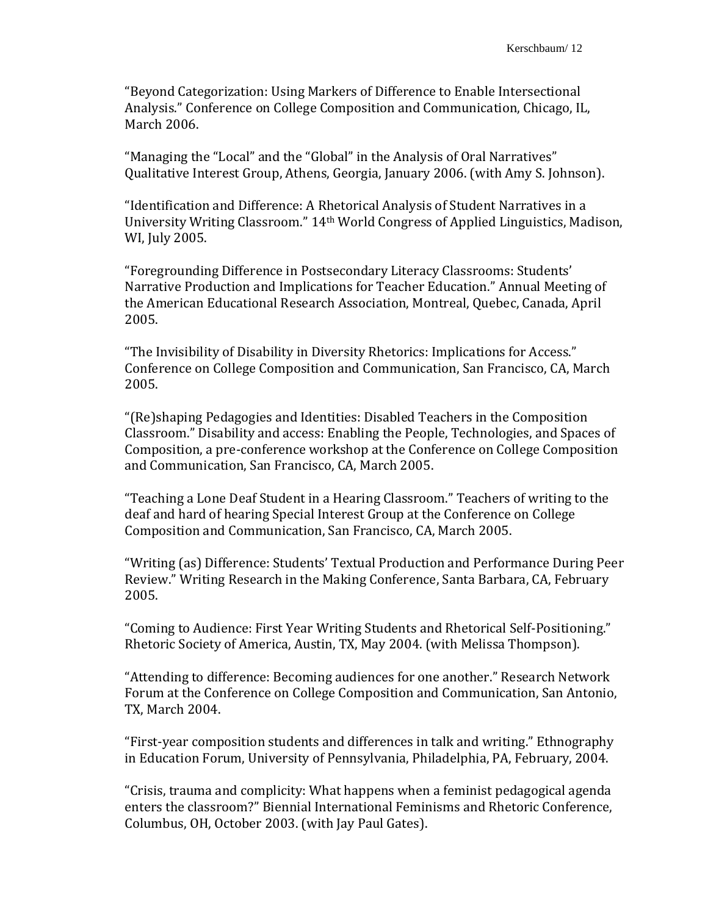"Beyond Categorization: Using Markers of Difference to Enable Intersectional Analysis." Conference on College Composition and Communication, Chicago, IL, March 2006.

"Managing the "Local" and the "Global" in the Analysis of Oral Narratives" Qualitative Interest Group, Athens, Georgia, January 2006. (with Amy S. Johnson).

"Identification and Difference: A Rhetorical Analysis of Student Narratives in a University Writing Classroom." 14th World Congress of Applied Linguistics, Madison, WI, July 2005.

"Foregrounding Difference in Postsecondary Literacy Classrooms: Students' Narrative Production and Implications for Teacher Education." Annual Meeting of the American Educational Research Association, Montreal, Quebec, Canada, April 2005.

"The Invisibility of Disability in Diversity Rhetorics: Implications for Access." Conference on College Composition and Communication, San Francisco, CA, March 2005.

"(Re)shaping Pedagogies and Identities: Disabled Teachers in the Composition Classroom." Disability and access: Enabling the People, Technologies, and Spaces of Composition, a pre-conference workshop at the Conference on College Composition and Communication, San Francisco, CA, March 2005.

"Teaching a Lone Deaf Student in a Hearing Classroom." Teachers of writing to the deaf and hard of hearing Special Interest Group at the Conference on College Composition and Communication, San Francisco, CA, March 2005.

"Writing (as) Difference: Students' Textual Production and Performance During Peer Review." Writing Research in the Making Conference, Santa Barbara, CA, February 2005.

"Coming to Audience: First Year Writing Students and Rhetorical Self-Positioning." Rhetoric Society of America, Austin, TX, May 2004. (with Melissa Thompson).

"Attending to difference: Becoming audiences for one another." Research Network Forum at the Conference on College Composition and Communication, San Antonio, TX, March 2004.

"First-year composition students and differences in talk and writing." Ethnography in Education Forum, University of Pennsylvania, Philadelphia, PA, February, 2004.

"Crisis, trauma and complicity: What happens when a feminist pedagogical agenda enters the classroom?" Biennial International Feminisms and Rhetoric Conference, Columbus, OH, October 2003. (with Jay Paul Gates).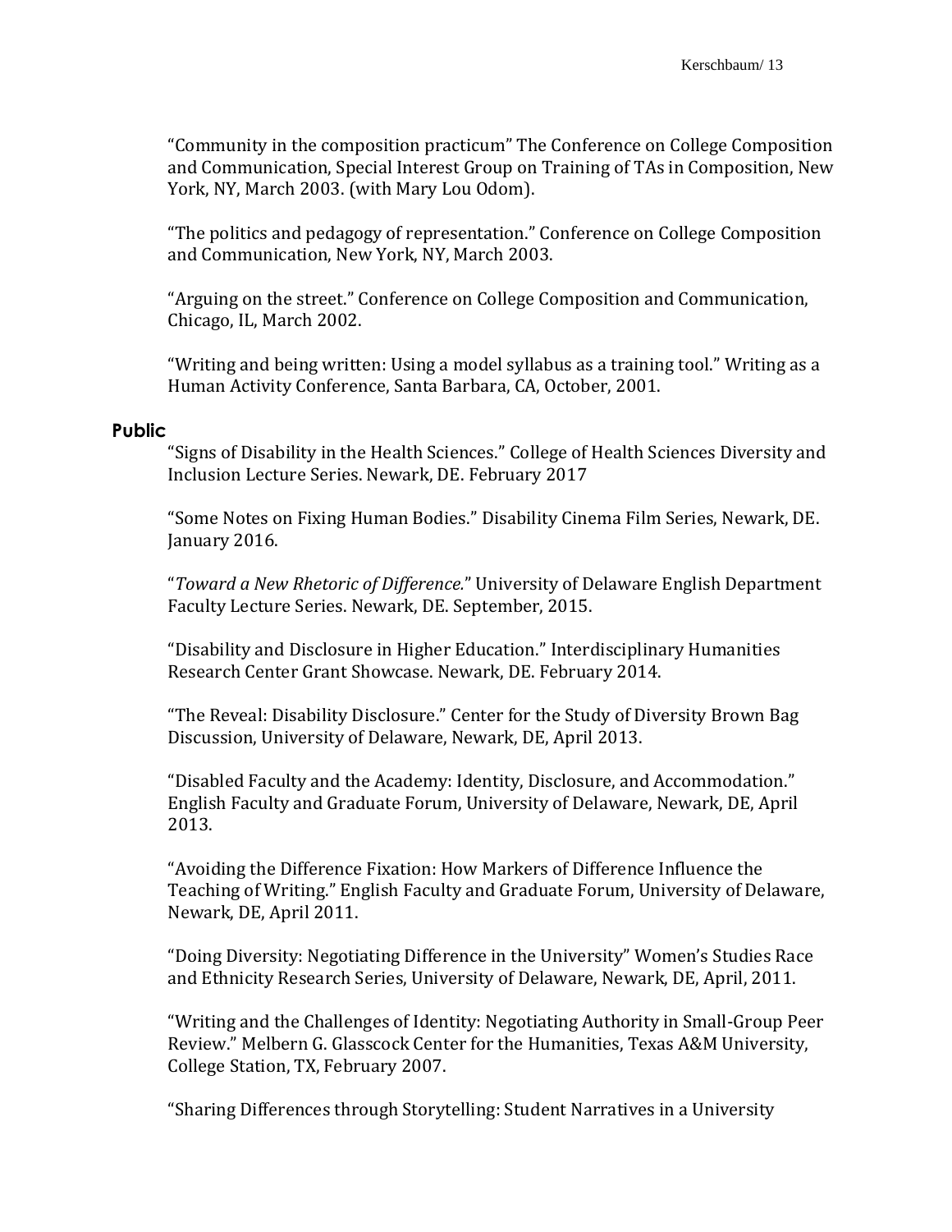"Community in the composition practicum" The Conference on College Composition and Communication, Special Interest Group on Training of TAs in Composition, New York, NY, March 2003. (with Mary Lou Odom).

"The politics and pedagogy of representation." Conference on College Composition and Communication, New York, NY, March 2003.

"Arguing on the street." Conference on College Composition and Communication, Chicago, IL, March 2002.

"Writing and being written: Using a model syllabus as a training tool." Writing as a Human Activity Conference, Santa Barbara, CA, October, 2001.

### Public

"Signs of Disability in the Health Sciences." College of Health Sciences Diversity and Inclusion Lecture Series. Newark, DE. February 2017

"Some Notes on Fixing Human Bodies." Disability Cinema Film Series, Newark, DE. January 2016.

"*Toward a New Rhetoric of Difference.*" University of Delaware English Department Faculty Lecture Series. Newark, DE. September, 2015.

"Disability and Disclosure in Higher Education." Interdisciplinary Humanities Research Center Grant Showcase. Newark, DE. February 2014.

"The Reveal: Disability Disclosure." Center for the Study of Diversity Brown Bag Discussion, University of Delaware, Newark, DE, April 2013.

"Disabled Faculty and the Academy: Identity, Disclosure, and Accommodation." English Faculty and Graduate Forum, University of Delaware, Newark, DE, April 2013.

"Avoiding the Difference Fixation: How Markers of Difference Influence the Teaching of Writing." English Faculty and Graduate Forum, University of Delaware, Newark, DE, April 2011.

"Doing Diversity: Negotiating Difference in the University" Women's Studies Race and Ethnicity Research Series, University of Delaware, Newark, DE, April, 2011.

"Writing and the Challenges of Identity: Negotiating Authority in Small-Group Peer Review." Melbern G. Glasscock Center for the Humanities, Texas A&M University, College Station, TX, February 2007.

"Sharing Differences through Storytelling: Student Narratives in a University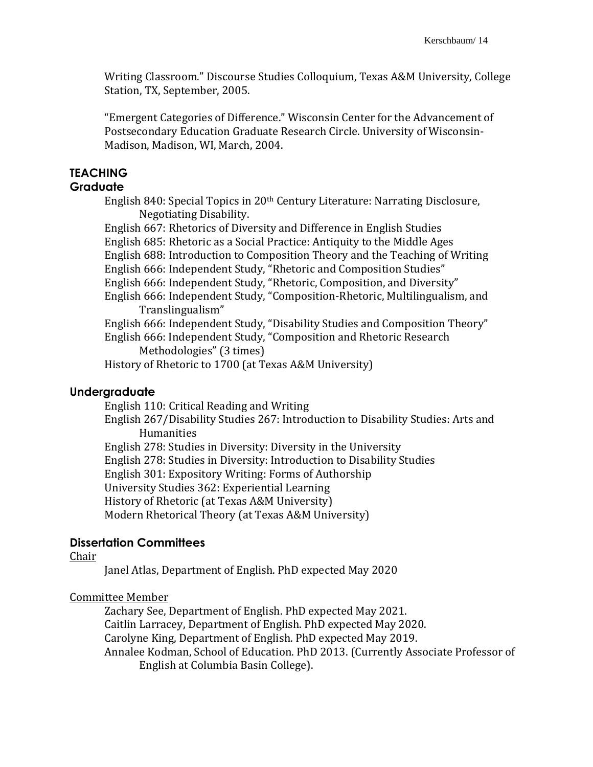Writing Classroom." Discourse Studies Colloquium, Texas A&M University, College Station, TX, September, 2005.

"Emergent Categories of Difference." Wisconsin Center for the Advancement of Postsecondary Education Graduate Research Circle. University of Wisconsin-Madison, Madison, WI, March, 2004.

## TEACHING

### Graduate

English 840: Special Topics in 20th Century Literature: Narrating Disclosure, Negotiating Disability.
English 667: Rhetorics of Diversity and Difference in English Studies
English 685: Rhetoric as a Social Practice: Antiquity to the Middle Ages
English 688: Introduction to Composition Theory and the Teaching of Writing
English 666: Independent Study, "Rhetoric and Composition Studies"
English 666: Independent Study, "Rhetoric, Composition, and Diversity"
English 666: Independent Study, "Composition-Rhetoric, Multilingualism, and Translingualism"
English 666: Independent Study, "Disability Studies and Composition Theory"
English 666: Independent Study, "Composition and Rhetoric Research Methodologies" (3 times)
History of Rhetoric to 1700 (at Texas A&M University)

### Undergraduate

English 110: Critical Reading and Writing
English 267/Disability Studies 267: Introduction to Disability Studies: Arts and Humanities
English 278: Studies in Diversity: Diversity in the University
English 278: Studies in Diversity: Introduction to Disability Studies
English 301: Expository Writing: Forms of Authorship
University Studies 362: Experiential Learning
History of Rhetoric (at Texas A&M University)
Modern Rhetorical Theory (at Texas A&M University)

### Dissertation Committees

Chair

Janel Atlas, Department of English. PhD expected May 2020

Committee Member

Zachary See, Department of English. PhD expected May 2021.
Caitlin Larracey, Department of English. PhD expected May 2020.
Carolyne King, Department of English. PhD expected May 2019.
Annalee Kodman, School of Education. PhD 2013. (Currently Associate Professor of English at Columbia Basin College).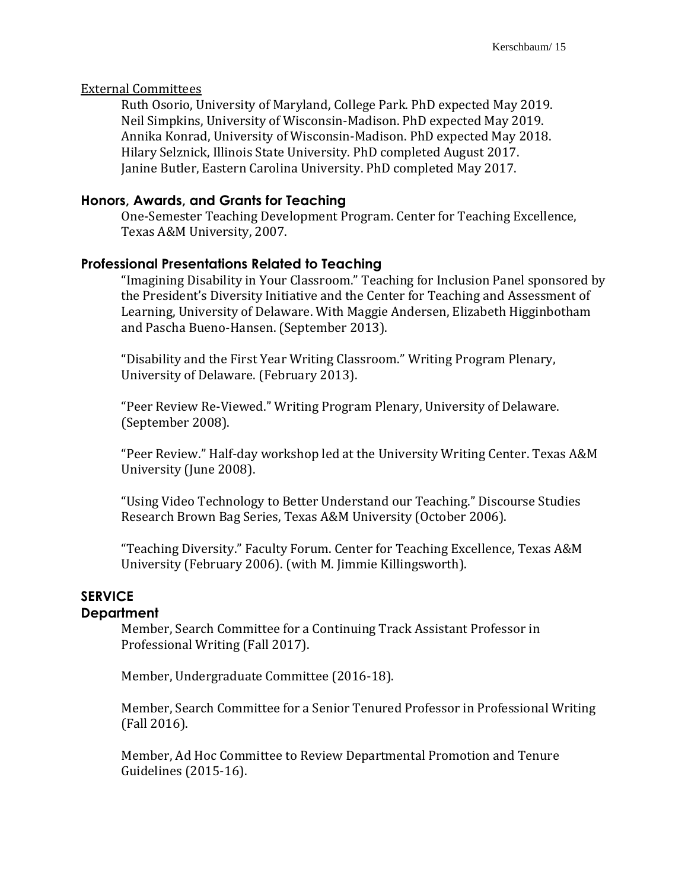External Committees

Ruth Osorio, University of Maryland, College Park. PhD expected May 2019.
Neil Simpkins, University of Wisconsin-Madison. PhD expected May 2019.
Annika Konrad, University of Wisconsin-Madison. PhD expected May 2018.
Hilary Selznick, Illinois State University. PhD completed August 2017.
Janine Butler, Eastern Carolina University. PhD completed May 2017.

### Honors, Awards, and Grants for Teaching

One-Semester Teaching Development Program. Center for Teaching Excellence, Texas A&M University, 2007.

### Professional Presentations Related to Teaching

"Imagining Disability in Your Classroom." Teaching for Inclusion Panel sponsored by the President's Diversity Initiative and the Center for Teaching and Assessment of Learning, University of Delaware. With Maggie Andersen, Elizabeth Higginbotham and Pascha Bueno-Hansen. (September 2013).

"Disability and the First Year Writing Classroom." Writing Program Plenary, University of Delaware. (February 2013).

"Peer Review Re-Viewed." Writing Program Plenary, University of Delaware. (September 2008).

"Peer Review." Half-day workshop led at the University Writing Center. Texas A&M University (June 2008).

"Using Video Technology to Better Understand our Teaching." Discourse Studies Research Brown Bag Series, Texas A&M University (October 2006).

"Teaching Diversity." Faculty Forum. Center for Teaching Excellence, Texas A&M University (February 2006). (with M. Jimmie Killingsworth).

## SERVICE

### Department

Member, Search Committee for a Continuing Track Assistant Professor in Professional Writing (Fall 2017).

Member, Undergraduate Committee (2016-18).

Member, Search Committee for a Senior Tenured Professor in Professional Writing (Fall 2016).

Member, Ad Hoc Committee to Review Departmental Promotion and Tenure Guidelines (2015-16).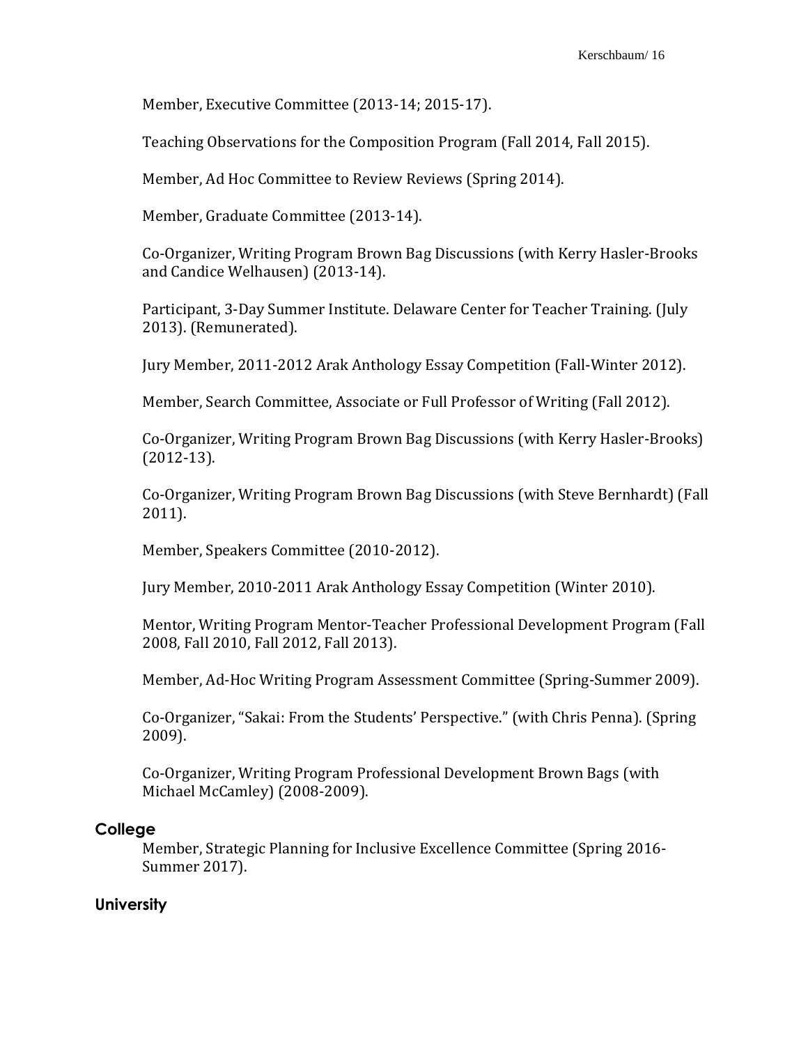Member, Executive Committee (2013-14; 2015-17).

Teaching Observations for the Composition Program (Fall 2014, Fall 2015).

Member, Ad Hoc Committee to Review Reviews (Spring 2014).

Member, Graduate Committee (2013-14).

Co-Organizer, Writing Program Brown Bag Discussions (with Kerry Hasler-Brooks and Candice Welhausen) (2013-14).

Participant, 3-Day Summer Institute. Delaware Center for Teacher Training. (July 2013). (Remunerated).

Jury Member, 2011-2012 Arak Anthology Essay Competition (Fall-Winter 2012).

Member, Search Committee, Associate or Full Professor of Writing (Fall 2012).

Co-Organizer, Writing Program Brown Bag Discussions (with Kerry Hasler-Brooks) (2012-13).

Co-Organizer, Writing Program Brown Bag Discussions (with Steve Bernhardt) (Fall 2011).

Member, Speakers Committee (2010-2012).

Jury Member, 2010-2011 Arak Anthology Essay Competition (Winter 2010).

Mentor, Writing Program Mentor-Teacher Professional Development Program (Fall 2008, Fall 2010, Fall 2012, Fall 2013).

Member, Ad-Hoc Writing Program Assessment Committee (Spring-Summer 2009).

Co-Organizer, "Sakai: From the Students' Perspective." (with Chris Penna). (Spring 2009).

Co-Organizer, Writing Program Professional Development Brown Bags (with Michael McCamley) (2008-2009).

### College

Member, Strategic Planning for Inclusive Excellence Committee (Spring 2016-Summer 2017).

### University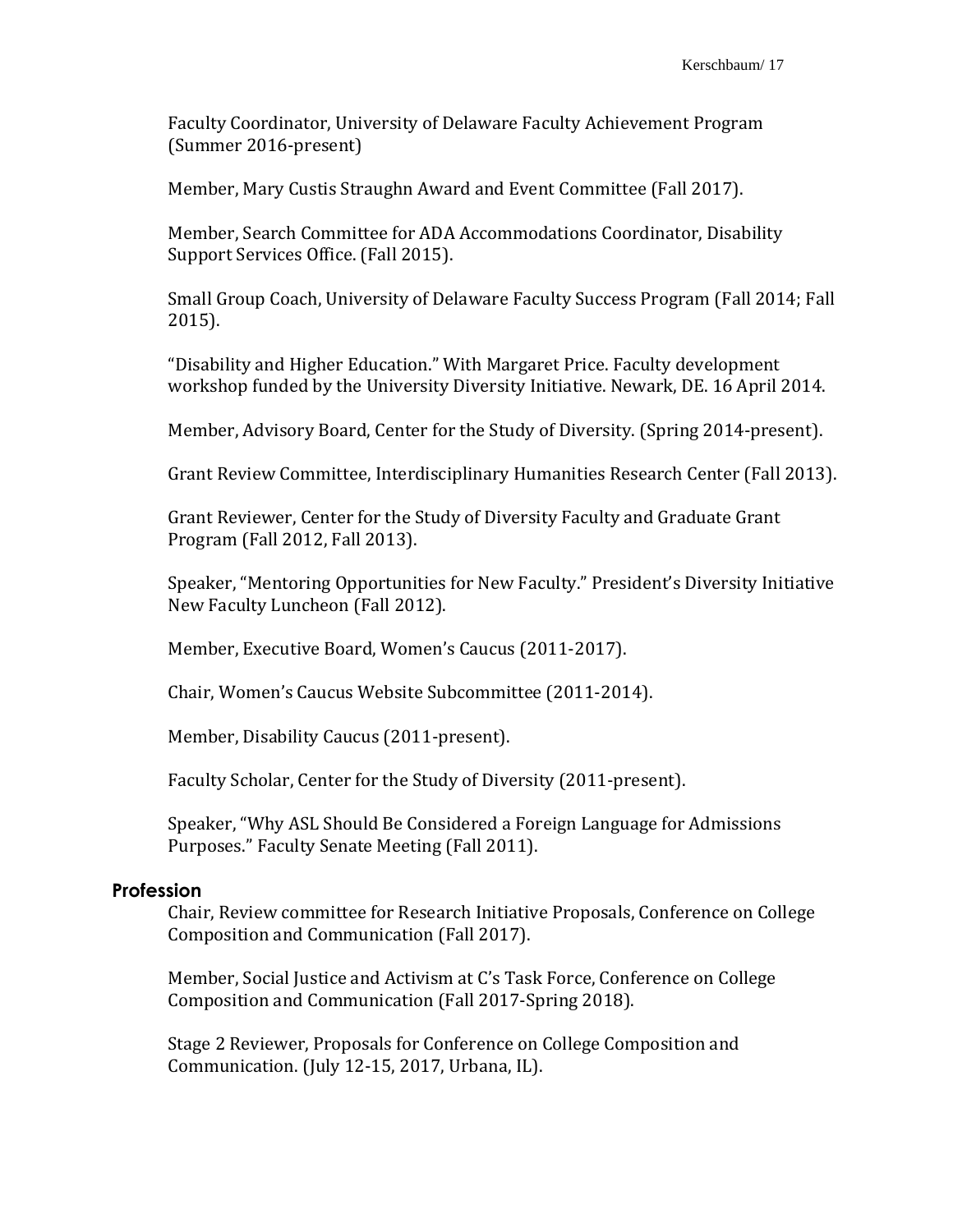Faculty Coordinator, University of Delaware Faculty Achievement Program (Summer 2016-present)

Member, Mary Custis Straughn Award and Event Committee (Fall 2017).

Member, Search Committee for ADA Accommodations Coordinator, Disability Support Services Office. (Fall 2015).

Small Group Coach, University of Delaware Faculty Success Program (Fall 2014; Fall 2015).

"Disability and Higher Education." With Margaret Price. Faculty development workshop funded by the University Diversity Initiative. Newark, DE. 16 April 2014.

Member, Advisory Board, Center for the Study of Diversity. (Spring 2014-present).

Grant Review Committee, Interdisciplinary Humanities Research Center (Fall 2013).

Grant Reviewer, Center for the Study of Diversity Faculty and Graduate Grant Program (Fall 2012, Fall 2013).

Speaker, "Mentoring Opportunities for New Faculty." President's Diversity Initiative New Faculty Luncheon (Fall 2012).

Member, Executive Board, Women's Caucus (2011-2017).

Chair, Women's Caucus Website Subcommittee (2011-2014).

Member, Disability Caucus (2011-present).

Faculty Scholar, Center for the Study of Diversity (2011-present).

Speaker, "Why ASL Should Be Considered a Foreign Language for Admissions Purposes." Faculty Senate Meeting (Fall 2011).

### Profession

Chair, Review committee for Research Initiative Proposals, Conference on College Composition and Communication (Fall 2017).

Member, Social Justice and Activism at C's Task Force, Conference on College Composition and Communication (Fall 2017-Spring 2018).

Stage 2 Reviewer, Proposals for Conference on College Composition and Communication. (July 12-15, 2017, Urbana, IL).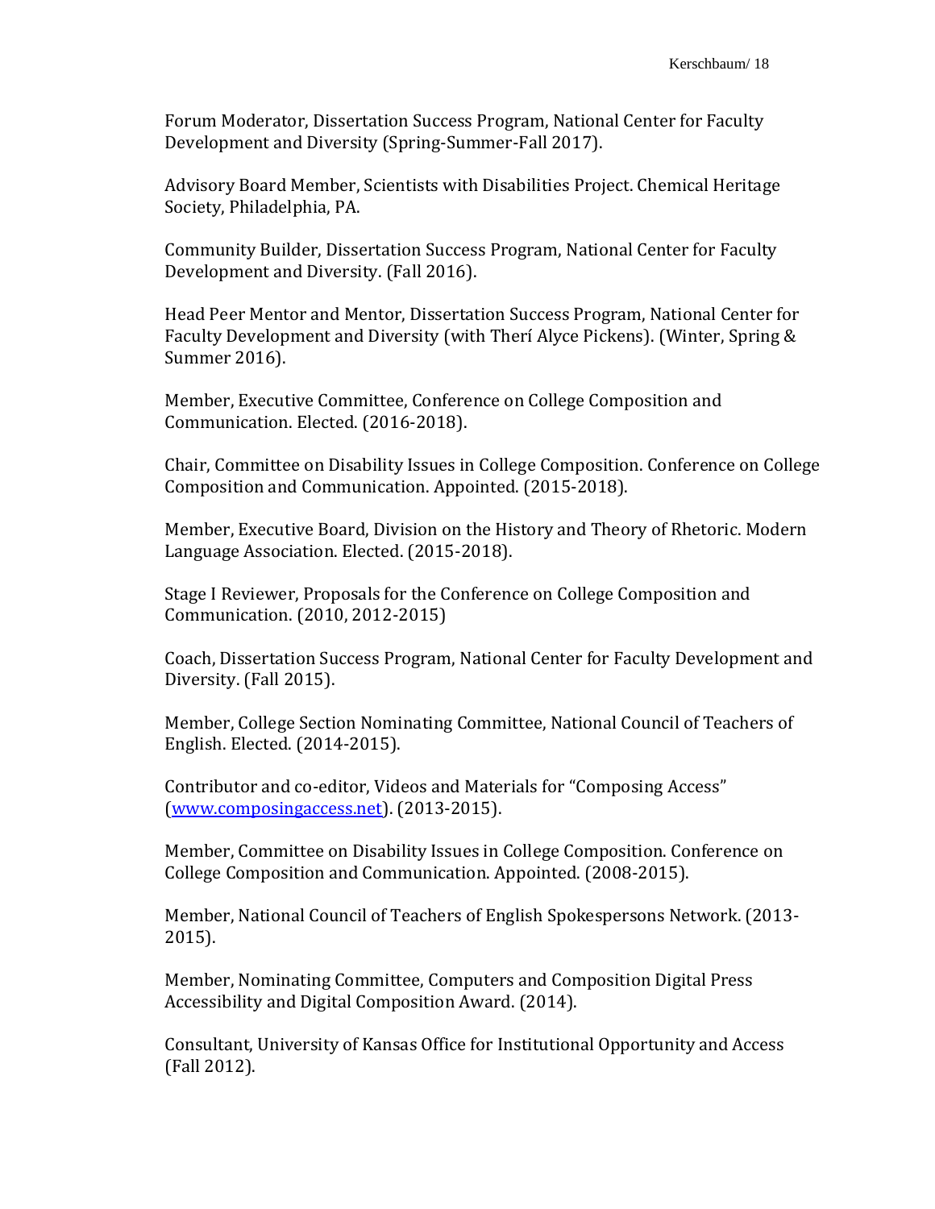Forum Moderator, Dissertation Success Program, National Center for Faculty Development and Diversity (Spring-Summer-Fall 2017).

Advisory Board Member, Scientists with Disabilities Project. Chemical Heritage Society, Philadelphia, PA.

Community Builder, Dissertation Success Program, National Center for Faculty Development and Diversity. (Fall 2016).

Head Peer Mentor and Mentor, Dissertation Success Program, National Center for Faculty Development and Diversity (with Therí Alyce Pickens). (Winter, Spring & Summer 2016).

Member, Executive Committee, Conference on College Composition and Communication. Elected. (2016-2018).

Chair, Committee on Disability Issues in College Composition. Conference on College Composition and Communication. Appointed. (2015-2018).

Member, Executive Board, Division on the History and Theory of Rhetoric. Modern Language Association. Elected. (2015-2018).

Stage I Reviewer, Proposals for the Conference on College Composition and Communication. (2010, 2012-2015)

Coach, Dissertation Success Program, National Center for Faculty Development and Diversity. (Fall 2015).

Member, College Section Nominating Committee, National Council of Teachers of English. Elected. (2014-2015).

Contributor and co-editor, Videos and Materials for "Composing Access" ([www.composingaccess.net](http://www.composingaccess.net)). (2013-2015).

Member, Committee on Disability Issues in College Composition. Conference on College Composition and Communication. Appointed. (2008-2015).

Member, National Council of Teachers of English Spokespersons Network. (2013-2015).

Member, Nominating Committee, Computers and Composition Digital Press Accessibility and Digital Composition Award. (2014).

Consultant, University of Kansas Office for Institutional Opportunity and Access (Fall 2012).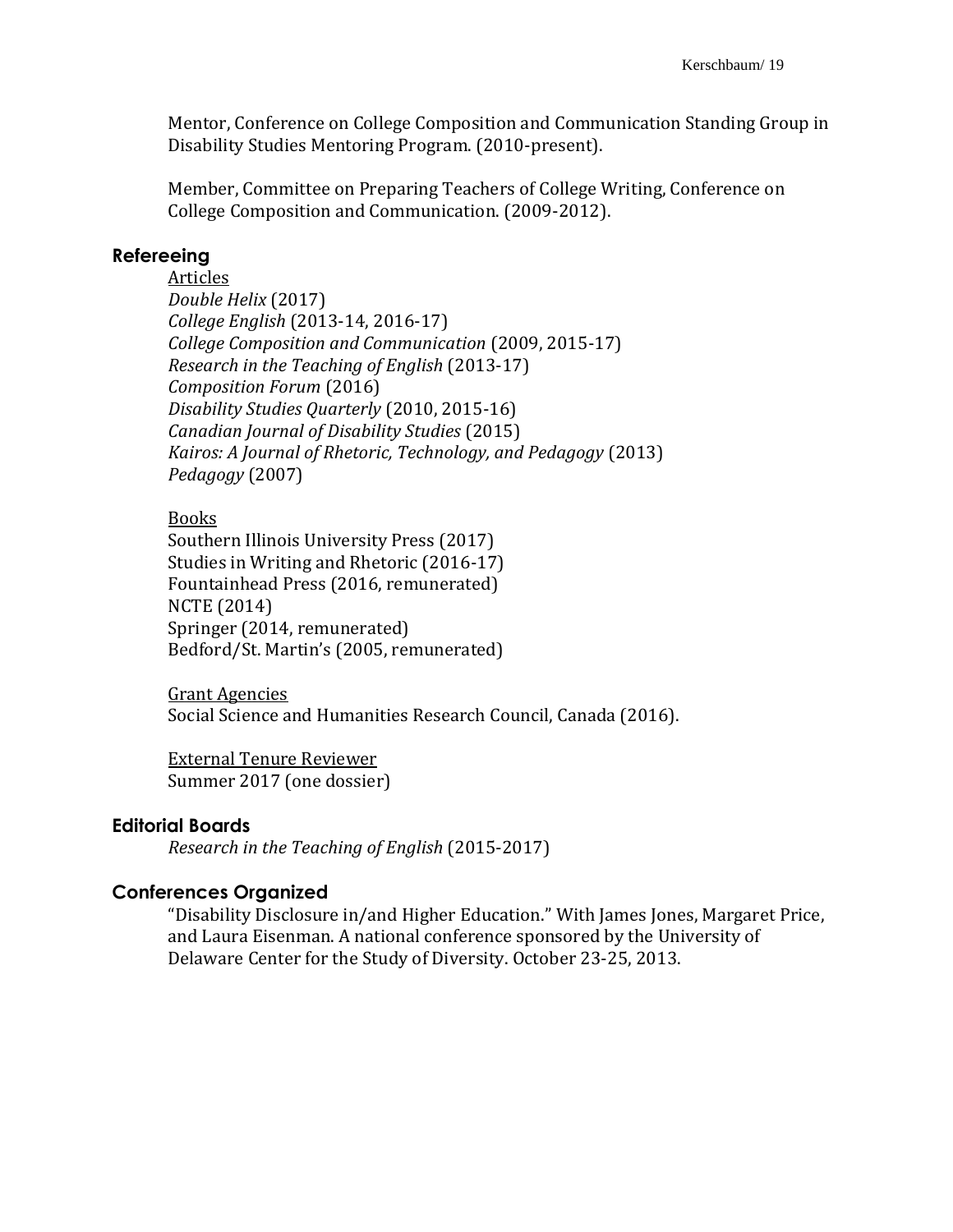Mentor, Conference on College Composition and Communication Standing Group in Disability Studies Mentoring Program. (2010-present).

Member, Committee on Preparing Teachers of College Writing, Conference on College Composition and Communication. (2009-2012).

## Refereeing

<u>Articles</u>

*Double Helix* (2017)
*College English* (2013-14, 2016-17)
*College Composition and Communication* (2009, 2015-17)
*Research in the Teaching of English* (2013-17)
*Composition Forum* (2016)
*Disability Studies Quarterly* (2010, 2015-16)
*Canadian Journal of Disability Studies* (2015)
*Kairos: A Journal of Rhetoric, Technology, and Pedagogy* (2013)
*Pedagogy* (2007)

<u>Books</u>

Southern Illinois University Press (2017)
Studies in Writing and Rhetoric (2016-17)
Fountainhead Press (2016, remunerated)
NCTE (2014)
Springer (2014, remunerated)
Bedford/St. Martin's (2005, remunerated)

<u>Grant Agencies</u>

Social Science and Humanities Research Council, Canada (2016).

<u>External Tenure Reviewer</u>

Summer 2017 (one dossier)

## Editorial Boards

*Research in the Teaching of English* (2015-2017)

## Conferences Organized

"Disability Disclosure in/and Higher Education." With James Jones, Margaret Price, and Laura Eisenman. A national conference sponsored by the University of Delaware Center for the Study of Diversity. October 23-25, 2013.